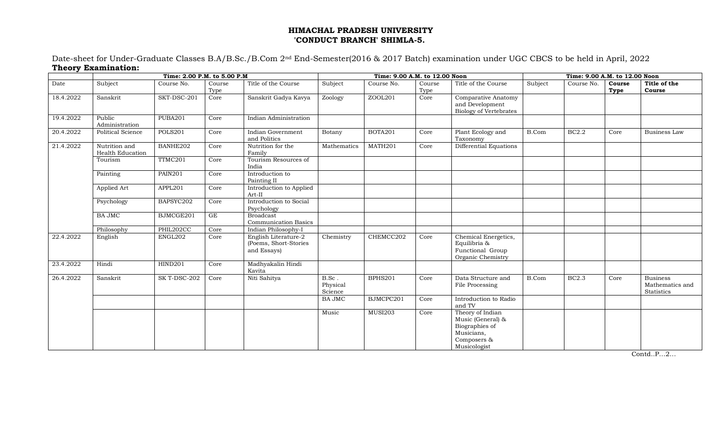# HIMACHAL PRADESH UNIVERSITY
## 'CONDUCT BRANCH' SHIMLA-5.

Date-sheet for Under-Graduate Classes B.A/B.Sc./B.Com 2nd End-Semester(2016 & 2017 Batch) examination under UGC CBCS to be held in April, 2022

**Theory Examination:**

| | Time: 2.00 P.M. to 5.00 P.M | | | | Time: 9.00 A.M. to 12.00 Noon | | | | Time: 9.00 A.M. to 12.00 Noon | | | |
|---|---|---|---|---|---|---|---|---|---|---|---|---|
| Date | Subject | Course No. | Course Type | Title of the Course | Subject | Course No. | Course Type | Title of the Course | Subject | Course No. | **Course Type** | **Title of the Course** |
| 18.4.2022 | Sanskrit | SKT-DSC-201 | Core | Sanskrit Gadya Kavya | Zoology | ZOOL201 | Core | Comparative Anatomy and Development Biology of Vertebrates | | | | |
| 19.4.2022 | Public Administration | PUBA201 | Core | Indian Administration | | | | | | | | |
| 20.4.2022 | Political Science | POLS201 | Core | Indian Government and Politics | Botany | BOTA201 | Core | Plant Ecology and Taxonomy | B.Com | BC2.2 | Core | Business Law |
| 21.4.2022 | Nutrition and Health Education | BANHE202 | Core | Nutrition for the Family | Mathematics | MATH201 | Core | Differential Equations | | | | |
| | Tourism | TTMC201 | Core | Tourism Resources of India | | | | | | | | |
| | Painting | PAIN201 | Core | Introduction to Painting II | | | | | | | | |
| | Applied Art | APPL201 | Core | Introduction to Applied Art-II | | | | | | | | |
| | Psychology | BAPSYC202 | Core | Introduction to Social Psychology | | | | | | | | |
| | BA JMC | BJMCGE201 | GE | Broadcast Communication Basics | | | | | | | | |
| | Philosophy | PHIL202CC | Core | Indian Philosophy-I | | | | | | | | |
| 22.4.2022 | English | ENGL202 | Core | English Literature-2 (Poems, Short-Stories and Essays) | Chemistry | CHEMCC202 | Core | Chemical Energetics, Equilibria & Functional Group Organic Chemistry | | | | |
| 23.4.2022 | Hindi | HIND201 | Core | Madhyakalin Hindi Kavita | | | | | | | | |
| 26.4.2022 | Sanskrit | SK T-DSC-202 | Core | Niti Sahitya | B.Sc . Physical Science | BPHS201 | Core | Data Structure and File Processing | B.Com | BC2.3 | Core | Business Mathematics and Statistics |
| | | | | | BA JMC | BJMCPC201 | Core | Introduction to Radio and TV | | | | |
| | | | | | Music | MUSI203 | Core | Theory of Indian Music (General) & Biographies of Musicians, Composers & Musicologist | | | | |

Contd..P...2...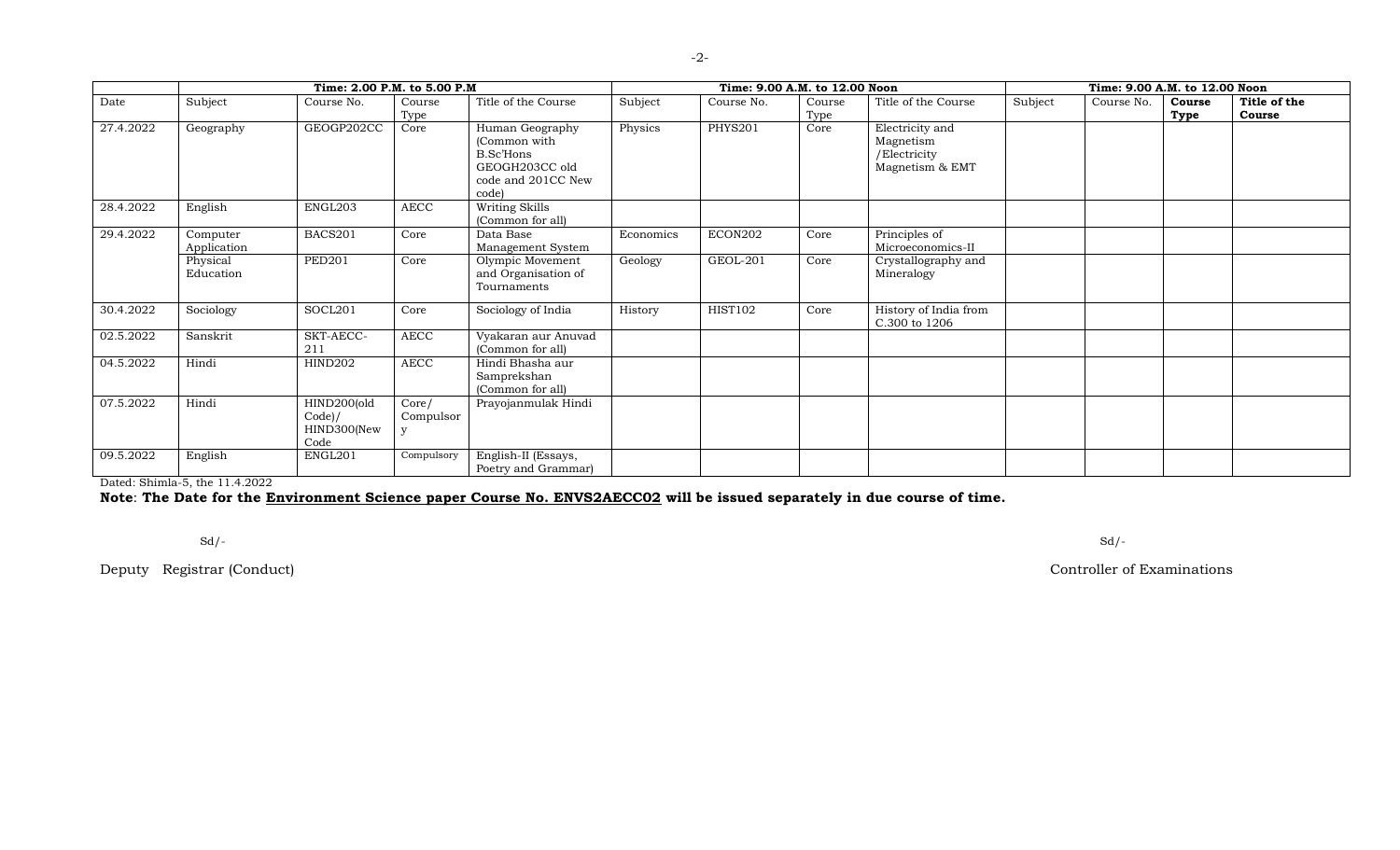| | Time: 2.00 P.M. to 5.00 P.M | | | | Time: 9.00 A.M. to 12.00 Noon | | | | Time: 9.00 A.M. to 12.00 Noon | | | |
|---|---|---|---|---|---|---|---|---|---|---|---|---|
| Date | Subject | Course No. | Course Type | Title of the Course | Subject | Course No. | Course Type | Title of the Course | Subject | Course No. | **Course Type** | **Title of the Course** |
| 27.4.2022 | Geography | GEOGP202CC | Core | Human Geography (Common with B.Sc'Hons GEOGH203CC old code and 201CC New code) | Physics | PHYS201 | Core | Electricity and Magnetism /Electricity Magnetism & EMT | | | | |
| 28.4.2022 | English | ENGL203 | AECC | Writing Skills (Common for all) | | | | | | | | |
| 29.4.2022 | Computer Application | BACS201 | Core | Data Base Management System | Economics | ECON202 | Core | Principles of Microeconomics-II | | | | |
| | Physical Education | PED201 | Core | Olympic Movement and Organisation of Tournaments | Geology | GEOL-201 | Core | Crystallography and Mineralogy | | | | |
| 30.4.2022 | Sociology | SOCL201 | Core | Sociology of India | History | HIST102 | Core | History of India from C.300 to 1206 | | | | |
| 02.5.2022 | Sanskrit | SKT-AECC-211 | AECC | Vyakaran aur Anuvad (Common for all) | | | | | | | | |
| 04.5.2022 | Hindi | HIND202 | AECC | Hindi Bhasha aur Samprekshan (Common for all) | | | | | | | | |
| 07.5.2022 | Hindi | HIND200(old Code)/ HIND300(New Code | Core/ Compulsory | Prayojanmulak Hindi | | | | | | | | |
| 09.5.2022 | English | ENGL201 | Compulsory | English-II (Essays, Poetry and Grammar) | | | | | | | | |

Dated: Shimla-5, the 11.4.2022

**Note**: **The Date for the <u>Environment Science paper Course No. ENVS2AECC02</u> will be issued separately in due course of time.**

Sd/-

Deputy Registrar (Conduct)

Sd/-

Controller of Examinations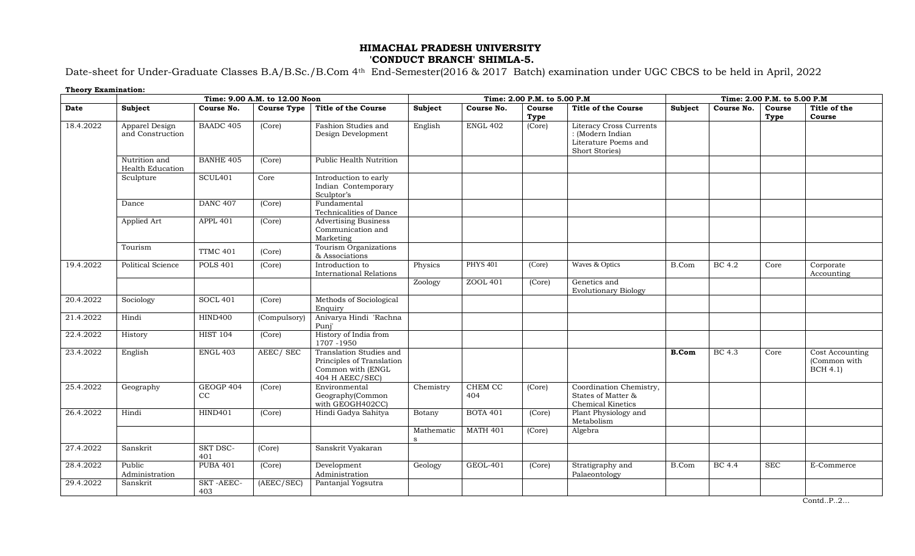# HIMACHAL PRADESH UNIVERSITY
## 'CONDUCT BRANCH' SHIMLA-5.

Date-sheet for Under-Graduate Classes B.A/B.Sc./B.Com 4th End-Semester(2016 & 2017 Batch) examination under UGC CBCS to be held in April, 2022

**Theory Examination:**

| | Time: 9.00 A.M. to 12.00 Noon | | | | Time: 2.00 P.M. to 5.00 P.M | | | | Time: 2.00 P.M. to 5.00 P.M | | | |
|---|---|---|---|---|---|---|---|---|---|---|---|---|
| **Date** | **Subject** | **Course No.** | **Course Type** | **Title of the Course** | **Subject** | **Course No.** | **Course Type** | **Title of the Course** | **Subject** | **Course No.** | **Course Type** | **Title of the Course** |
| 18.4.2022 | Apparel Design and Construction | BAADC 405 | (Core) | Fashion Studies and Design Development | English | ENGL 402 | (Core) | Literacy Cross Currents : (Modern Indian Literature Poems and Short Stories) | | | | |
| | Nutrition and Health Education | BANHE 405 | (Core) | Public Health Nutrition | | | | | | | | |
| | Sculpture | SCUL401 | Core | Introduction to early Indian Contemporary Sculptor's | | | | | | | | |
| | Dance | DANC 407 | (Core) | Fundamental Technicalities of Dance | | | | | | | | |
| | Applied Art | APPL 401 | (Core) | Advertising Business Communication and Marketing | | | | | | | | |
| | Tourism | TTMC 401 | (Core) | Tourism Organizations & Associations | | | | | | | | |
| 19.4.2022 | Political Science | POLS 401 | (Core) | Introduction to International Relations | Physics | PHYS 401 | (Core) | Waves & Optics | B.Com | BC 4.2 | Core | Corporate Accounting |
| | | | | | Zoology | ZOOL 401 | (Core) | Genetics and Evolutionary Biology | | | | |
| 20.4.2022 | Sociology | SOCL 401 | (Core) | Methods of Sociological Enquiry | | | | | | | | |
| 21.4.2022 | Hindi | HIND400 | (Compulsory) | Anivarya Hindi 'Rachna Punj' | | | | | | | | |
| 22.4.2022 | History | HIST 104 | (Core) | History of India from 1707 -1950 | | | | | | | | |
| 23.4.2022 | English | ENGL 403 | AEEC/ SEC | Translation Studies and Principles of Translation Common with (ENGL 404 H AEEC/SEC) | | | | | **B.Com** | BC 4.3 | Core | Cost Accounting (Common with BCH 4.1) |
| 25.4.2022 | Geography | GEOGP 404 CC | (Core) | Environmental Geography(Common with GEOGH402CC) | Chemistry | CHEM CC 404 | (Core) | Coordination Chemistry, States of Matter & Chemical Kinetics | | | | |
| 26.4.2022 | Hindi | HIND401 | (Core) | Hindi Gadya Sahitya | Botany | BOTA 401 | (Core) | Plant Physiology and Metabolism | | | | |
| | | | | | Mathematics | MATH 401 | (Core) | Algebra | | | | |
| 27.4.2022 | Sanskrit | SKT DSC-401 | (Core) | Sanskrit Vyakaran | | | | | | | | |
| 28.4.2022 | Public Administration | PUBA 401 | (Core) | Development Administration | Geology | GEOL-401 | (Core) | Stratigraphy and Palaeontology | B.Com | BC 4.4 | SEC | E-Commerce |
| 29.4.2022 | Sanskrit | SKT -AEEC-403 | (AEEC/SEC) | Pantanjal Yogsutra | | | | | | | | |

Contd..P..2…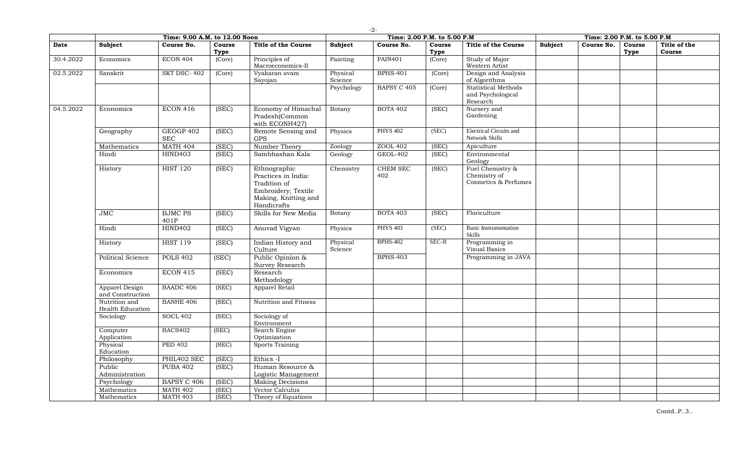| Date | Time: 9.00 A.M. to 12.00 Noon | | | | Time: 2.00 P.M. to 5.00 P.M | | | | Time: 2.00 P.M. to 5.00 P.M | | | |
|---|---|---|---|---|---|---|---|---|---|---|---|---|
| | Subject | Course No. | Course Type | Title of the Course | Subject | Course No. | Course Type | Title of the Course | Subject | Course No. | Course Type | Title of the Course |
| 30.4.2022 | Economics | ECON 404 | (Core) | Principles of Macroeconomics-II | Painting | PAIN401 | (Core) | Study of Major Western Artist | | | | |
| 02.5.2022 | Sanskrit | SKT DSC- 402 | (Core) | Vyakaran avam Sayojan | Physical Science | BPHS-401 | (Core) | Design and Analysis of Algorithms | | | | |
| | | | | | Psychology | BAPSY C 405 | (Core) | Statistical Methods and Psychological Research | | | | |
| 04.5.2022 | Economics | ECON 416 | (SEC) | Economy of Himachal Pradesh(Common with ECONH427) | Botany | BOTA 402 | (SEC) | Nursery and Gardening | | | | |
| | Geography | GEOGP 402 SEC | (SEC) | Remote Sensing and GPS | Physics | PHYS 402 | (SEC) | Electrical Circuits and Network Skills | | | | |
| | Mathematics | MATH 404 | (SEC) | Number Theory | Zoology | ZOOL 402 | (SEC) | Apiculture | | | | |
| | Hindi | HIND403 | (SEC) | Sambhashan Kala | Geology | GEOL-402 | (SEC) | Environmental Geology | | | | |
| | History | HIST 120 | (SEC) | Ethnographic Practices in India: Tradition of Embroidery; Textile Making, Knitting and Handicrafts | Chemistry | CHEM SEC 402 | (SEC) | Fuel Chemistry & Chemistry of Cosmetics & Perfumes | | | | |
| | JMC | BJMC PS 401P | (SEC) | Skills for New Media | Botany | BOTA 403 | (SEC) | Floriculture | | | | |
| | Hindi | HIND402 | (SEC) | Anuvad Vigyan | Physics | PHYS 403 | (SEC) | Basic Instrumentation Skills | | | | |
| | History | HIST 119 | (SEC) | Indian History and Culture | Physical Science | BPHS-402 | SEC-II | Programming in Visual Basics | | | | |
| | Political Science | POLS 402 | (SEC) | Public Opinion & Survey Research | | BPHS-403 | | Programming in JAVA | | | | |
| | Economics | ECON 415 | (SEC) | Research Methodology | | | | | | | | |
| | Apparel Design and Construction | BAADC 406 | (SEC) | Apparel Retail | | | | | | | | |
| | Nutrition and Health Education | BANHE 406 | (SEC) | Nutrition and Fitness | | | | | | | | |
| | Sociology | SOCL 402 | (SEC) | Sociology of Environment | | | | | | | | |
| | Computer Application | BACS402 | (SEC) | Search Engine Optimization | | | | | | | | |
| | Physical Education | PED 402 | (SEC) | Sports Training | | | | | | | | |
| | Philosophy | PHIL402 SEC | (SEC) | Ethics -I | | | | | | | | |
| | Public Administration | PUBA 402 | (SEC) | Human Resource & Logistic Management | | | | | | | | |
| | Psychology | BAPSY C 406 | (SEC) | Making Decisions | | | | | | | | |
| | Mathematics | MATH 402 | (SEC) | Vector Calculus | | | | | | | | |
| | Mathematics | MATH 403 | (SEC) | Theory of Equations | | | | | | | | |

Contd..P..3..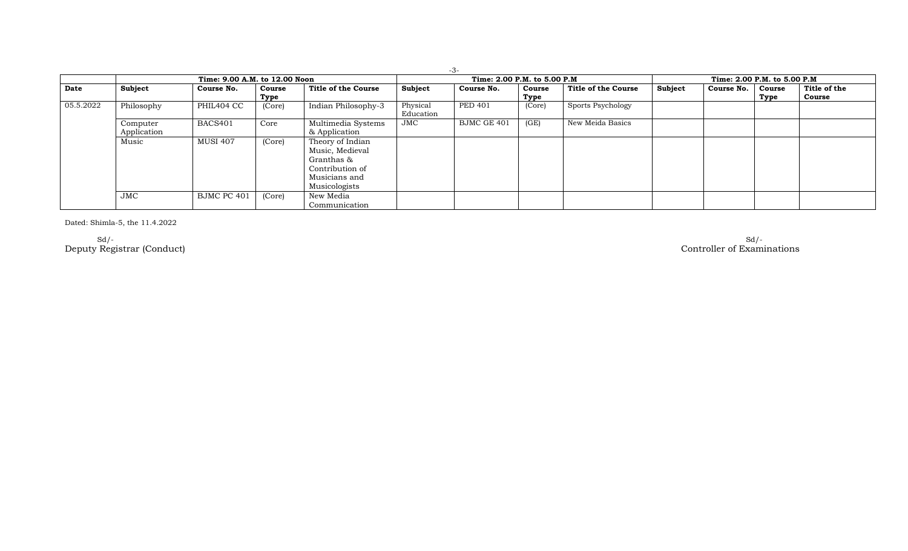| | Time: 9.00 A.M. to 12.00 Noon | | | | Time: 2.00 P.M. to 5.00 P.M | | | | Time: 2.00 P.M. to 5.00 P.M | | | |
|---|---|---|---|---|---|---|---|---|---|---|---|---|
| **Date** | **Subject** | **Course No.** | **Course Type** | **Title of the Course** | **Subject** | **Course No.** | **Course Type** | **Title of the Course** | **Subject** | **Course No.** | **Course Type** | **Title of the Course** |
| 05.5.2022 | Philosophy | PHIL404 CC | (Core) | Indian Philosophy-3 | Physical Education | PED 401 | (Core) | Sports Psychology | | | | |
| | Computer Application | BACS401 | Core | Multimedia Systems & Application | JMC | BJMC GE 401 | (GE) | New Meida Basics | | | | |
| | Music | MUSI 407 | (Core) | Theory of Indian Music, Medieval Granthas & Contribution of Musicians and Musicologists | | | | | | | | |
| | JMC | BJMC PC 401 | (Core) | New Media Communication | | | | | | | | |

Dated: Shimla-5, the 11.4.2022

Sd/-
Deputy Registrar (Conduct)

Sd/-
Controller of Examinations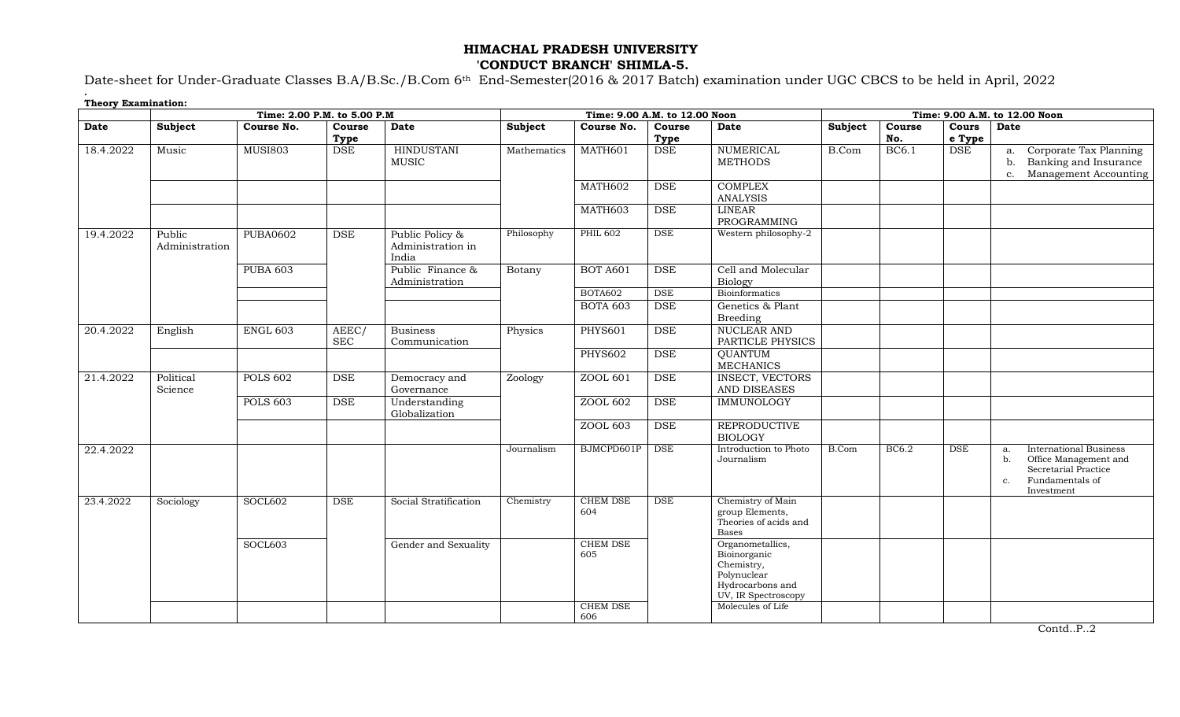## HIMACHAL PRADESH UNIVERSITY
## 'CONDUCT BRANCH' SHIMLA-5.

Date-sheet for Under-Graduate Classes B.A/B.Sc./B.Com 6th End-Semester(2016 & 2017 Batch) examination under UGC CBCS to be held in April, 2022

**Theory Examination:**

| | Time: 2.00 P.M. to 5.00 P.M | | | | Time: 9.00 A.M. to 12.00 Noon | | | | Time: 9.00 A.M. to 12.00 Noon | | | |
|---|---|---|---|---|---|---|---|---|---|---|---|---|
| **Date** | **Subject** | **Course No.** | **Course Type** | **Date** | **Subject** | **Course No.** | **Course Type** | **Date** | **Subject** | **Course No.** | **Course Type** | **Date** |
| 18.4.2022 | Music | MUSI803 | DSE | HINDUSTANI MUSIC | Mathematics | MATH601 | DSE | NUMERICAL METHODS | B.Com | BC6.1 | DSE | a. Corporate Tax Planning b. Banking and Insurance c. Management Accounting |
| | | | | | | MATH602 | DSE | COMPLEX ANALYSIS | | | | |
| | | | | | | MATH603 | DSE | LINEAR PROGRAMMING | | | | |
| 19.4.2022 | Public Administration | PUBA0602 | DSE | Public Policy & Administration in India | Philosophy | PHIL 602 | DSE | Western philosophy-2 | | | | |
| | | PUBA 603 | | Public Finance & Administration | Botany | BOT A601 | DSE | Cell and Molecular Biology | | | | |
| | | | | | | BOTA602 | DSE | Bioinformatics | | | | |
| | | | | | | BOTA 603 | DSE | Genetics & Plant Breeding | | | | |
| 20.4.2022 | English | ENGL 603 | AEEC/ SEC | Business Communication | Physics | PHYS601 | DSE | NUCLEAR AND PARTICLE PHYSICS | | | | |
| | | | | | | PHYS602 | DSE | QUANTUM MECHANICS | | | | |
| 21.4.2022 | Political Science | POLS 602 | DSE | Democracy and Governance | Zoology | ZOOL 601 | DSE | INSECT, VECTORS AND DISEASES | | | | |
| | | POLS 603 | DSE | Understanding Globalization | | ZOOL 602 | DSE | IMMUNOLOGY | | | | |
| | | | | | | ZOOL 603 | DSE | REPRODUCTIVE BIOLOGY | | | | |
| 22.4.2022 | | | | | Journalism | BJMCPD601P | DSE | Introduction to Photo Journalism | B.Com | BC6.2 | DSE | a. International Business b. Office Management and Secretarial Practice c. Fundamentals of Investment |
| 23.4.2022 | Sociology | SOCL602 | DSE | Social Stratification | Chemistry | CHEM DSE 604 | DSE | Chemistry of Main group Elements, Theories of acids and Bases | | | | |
| | | SOCL603 | | Gender and Sexuality | | CHEM DSE 605 | | Organometallics, Bioinorganic Chemistry, Polynuclear Hydrocarbons and UV, IR Spectroscopy | | | | |
| | | | | | | CHEM DSE 606 | | Molecules of Life | | | | |

Contd..P..2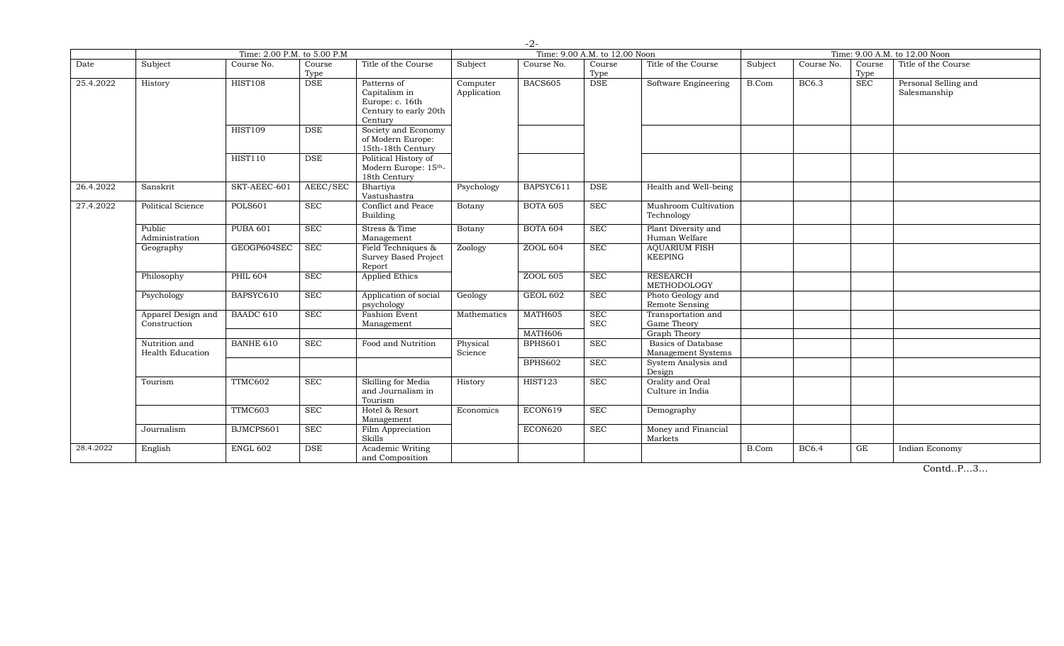| Date | Time: 2.00 P.M. to 5.00 P.M | | | | Time: 9.00 A.M. to 12.00 Noon | | | | Time: 9.00 A.M. to 12.00 Noon | | | |
|---|---|---|---|---|---|---|---|---|---|---|---|---|
| | Subject | Course No. | Course Type | Title of the Course | Subject | Course No. | Course Type | Title of the Course | Subject | Course No. | Course Type | Title of the Course |
| 25.4.2022 | History | HIST108 | DSE | Patterns of Capitalism in Europe: c. 16th Century to early 20th Century | Computer Application | BACS605 | DSE | Software Engineering | B.Com | BC6.3 | SEC | Personal Selling and Salesmanship |
| | | HIST109 | DSE | Society and Economy of Modern Europe: 15th-18th Century | | | | | | | | |
| | | HIST110 | DSE | Political History of Modern Europe: 15th-18th Century | | | | | | | | |
| 26.4.2022 | Sanskrit | SKT-AEEC-601 | AEEC/SEC | Bhartiya Vastushastra | Psychology | BAPSYC611 | DSE | Health and Well-being | | | | |
| 27.4.2022 | Political Science | POLS601 | SEC | Conflict and Peace Building | Botany | BOTA 605 | SEC | Mushroom Cultivation Technology | | | | |
| | Public Administration | PUBA 601 | SEC | Stress & Time Management | Botany | BOTA 604 | SEC | Plant Diversity and Human Welfare | | | | |
| | Geography | GEOGP604SEC | SEC | Field Techniques & Survey Based Project Report | Zoology | ZOOL 604 | SEC | AQUARIUM FISH KEEPING | | | | |
| | Philosophy | PHIL 604 | SEC | Applied Ethics | | ZOOL 605 | SEC | RESEARCH METHODOLOGY | | | | |
| | Psychology | BAPSYC610 | SEC | Application of social psychology | Geology | GEOL 602 | SEC | Photo Geology and Remote Sensing | | | | |
| | Apparel Design and Construction | BAADC 610 | SEC | Fashion Event Management | Mathematics | MATH605 | SEC | Transportation and Game Theory | | | | |
| | | | | | | MATH606 | SEC | Graph Theory | | | | |
| | Nutrition and Health Education | BANHE 610 | SEC | Food and Nutrition | Physical Science | BPHS601 | SEC | Basics of Database Management Systems | | | | |
| | | | | | | BPHS602 | SEC | System Analysis and Design | | | | |
| | Tourism | TTMC602 | SEC | Skilling for Media and Journalism in Tourism | History | HIST123 | SEC | Orality and Oral Culture in India | | | | |
| | | TTMC603 | SEC | Hotel & Resort Management | Economics | ECON619 | SEC | Demography | | | | |
| | Journalism | BJMCPS601 | SEC | Film Appreciation Skills | | ECON620 | SEC | Money and Financial Markets | | | | |
| 28.4.2022 | English | ENGL 602 | DSE | Academic Writing and Composition | | | | | B.Com | BC6.4 | GE | Indian Economy |

Contd..P...3...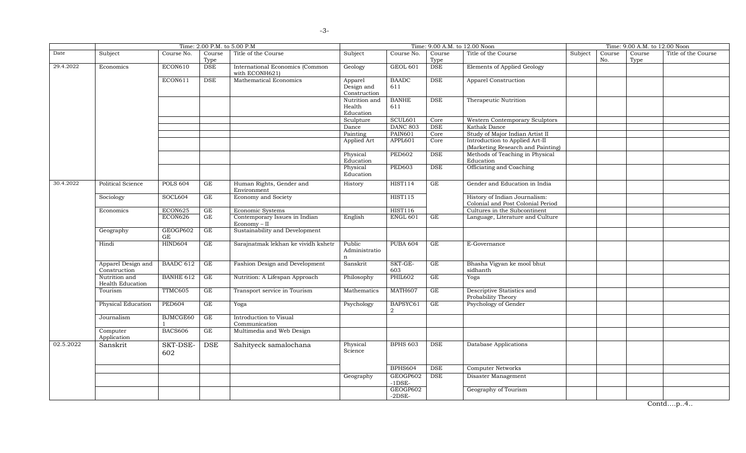| | Time: 2.00 P.M. to 5.00 P.M | | | | Time: 9.00 A.M. to 12.00 Noon | | | | Time: 9.00 A.M. to 12.00 Noon | | | |
|---|---|---|---|---|---|---|---|---|---|---|---|---|
| Date | Subject | Course No. | Course Type | Title of the Course | Subject | Course No. | Course Type | Title of the Course | Subject | Course No. | Course Type | Title of the Course |
| 29.4.2022 | Economics | ECON610 | DSE | International Economics (Common with ECONH621) | Geology | GEOL 601 | DSE | Elements of Applied Geology | | | | |
| | | ECON611 | DSE | Mathematical Economics | Apparel Design and Construction | BAADC 611 | DSE | Apparel Construction | | | | |
| | | | | | Nutrition and Health Education | BANHE 611 | DSE | Therapeutic Nutrition | | | | |
| | | | | | Sculpture | SCUL601 | Core | Western Contemporary Sculptors | | | | |
| | | | | | Dance | DANC 803 | DSE | Kathak Dance | | | | |
| | | | | | Painting | PAIN601 | Core | Study of Major Indian Artist II | | | | |
| | | | | | Applied Art | APPL601 | Core | Introduction to Applied Art-II (Marketing Research and Painting) | | | | |
| | | | | | Physical Education | PED602 | DSE | Methods of Teaching in Physical Education | | | | |
| | | | | | Physical Education | PED603 | DSE | Officiating and Coaching | | | | |
| 30.4.2022 | Political Science | POLS 604 | GE | Human Rights, Gender and Environment | History | HIST114 | GE | Gender and Education in India | | | | |
| | Sociology | SOCL604 | GE | Economy and Society | | HIST115 | | History of Indian Journalism: Colonial and Post Colonial Period | | | | |
| | Economics | ECON625 | GE | Economic Systems | | HIST116 | | Cultures in the Subcontinent | | | | |
| | | ECON626 | GE | Contemporary Issues in Indian Economy – II | English | ENGL 601 | GE | Language, Literature and Culture | | | | |
| | Geography | GEOGP602 GE | GE | Sustainability and Development | | | | | | | | |
| | Hindi | HIND604 | GE | Sarajnatmak lekhan ke vividh kshetr | Public Administration | PUBA 604 | GE | E-Governance | | | | |
| | Apparel Design and Construction | BAADC 612 | GE | Fashion Design and Development | Sanskrit | SKT-GE-603 | GE | Bhasha Vigyan ke mool bhut sidhanth | | | | |
| | Nutrition and Health Education | BANHE 612 | GE | Nutrition: A Lifespan Approach | Philosophy | PHIL602 | GE | Yoga | | | | |
| | Tourism | TTMC605 | GE | Transport service in Tourism | Mathematics | MATH607 | GE | Descriptive Statistics and Probability Theory | | | | |
| | Physical Education | PED604 | GE | Yoga | Psychology | BAPSYC612 | GE | Psychology of Gender | | | | |
| | Journalism | BJMCGE601 | GE | Introduction to Visual Communication | | | | | | | | |
| | Computer Application | BACS606 | GE | Multimedia and Web Design | | | | | | | | |
| 02.5.2022 | Sanskrit | SKT-DSE-602 | DSE | Sahityeck samalochana | Physical Science | BPHS 603 | DSE | Database Applications | | | | |
| | | | | | | BPHS604 | DSE | Computer Networks | | | | |
| | | | | | Geography | GEOGP602-1DSE- | DSE | Disaster Management | | | | |
| | | | | | | GEOGP602-2DSE- | | Geography of Tourism | | | | |

Contd….p..4..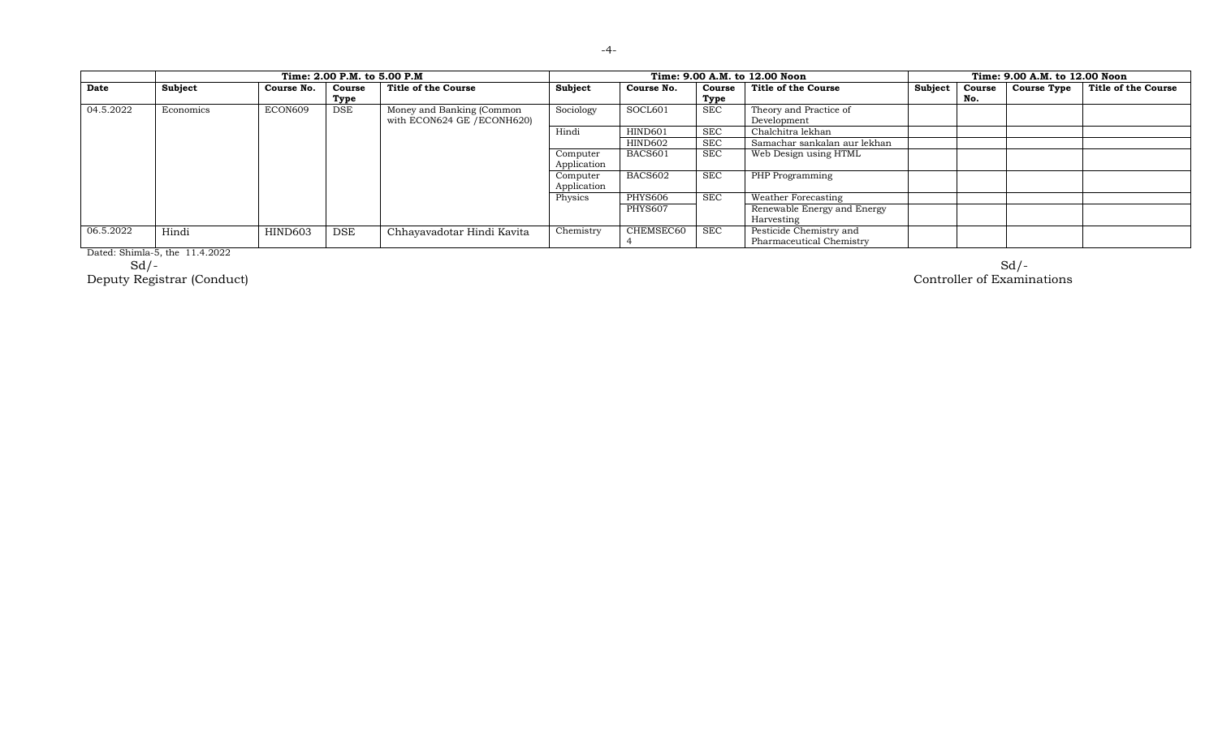| | Time: 2.00 P.M. to 5.00 P.M | | | | Time: 9.00 A.M. to 12.00 Noon | | | | Time: 9.00 A.M. to 12.00 Noon | | | |
|---|---|---|---|---|---|---|---|---|---|---|---|---|
| **Date** | **Subject** | **Course No.** | **Course Type** | **Title of the Course** | **Subject** | **Course No.** | **Course Type** | **Title of the Course** | **Subject** | **Course No.** | **Course Type** | **Title of the Course** |
| 04.5.2022 | Economics | ECON609 | DSE | Money and Banking (Common with ECON624 GE /ECONH620) | Sociology | SOCL601 | SEC | Theory and Practice of Development | | | | |
| | | | | | Hindi | HIND601 | SEC | Chalchitra lekhan | | | | |
| | | | | | | HIND602 | SEC | Samachar sankalan aur lekhan | | | | |
| | | | | | Computer Application | BACS601 | SEC | Web Design using HTML | | | | |
| | | | | | Computer Application | BACS602 | SEC | PHP Programming | | | | |
| | | | | | Physics | PHYS606 | SEC | Weather Forecasting | | | | |
| | | | | | | PHYS607 | | Renewable Energy and Energy Harvesting | | | | |
| 06.5.2022 | Hindi | HIND603 | DSE | Chhayavadotar Hindi Kavita | Chemistry | CHEMSEC604 | SEC | Pesticide Chemistry and Pharmaceutical Chemistry | | | | |

Dated: Shimla-5, the 11.4.2022

Sd/-
Deputy Registrar (Conduct)

Sd/-
Controller of Examinations